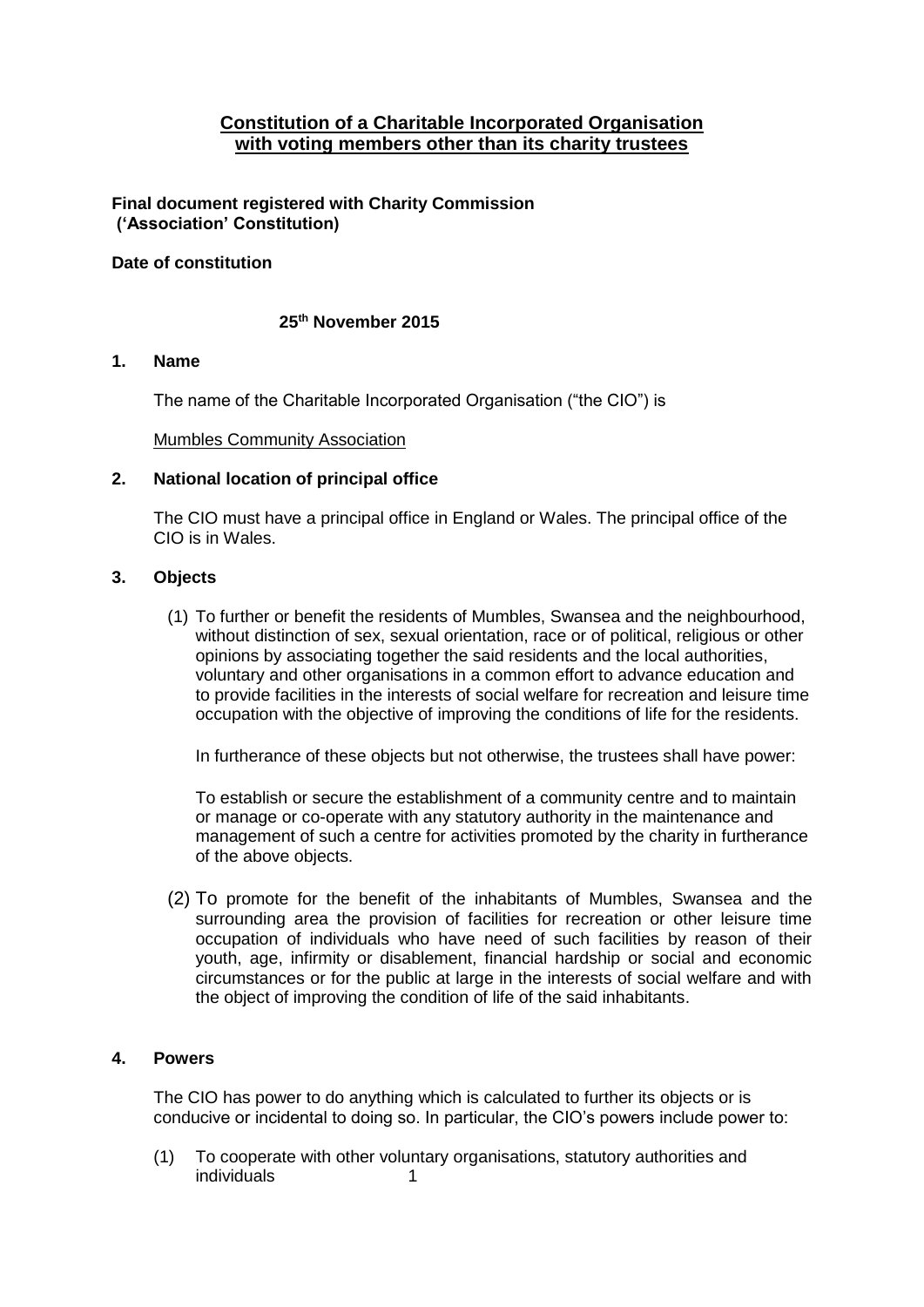# **Constitution of a Charitable Incorporated Organisation with voting members other than its charity trustees**

**Final document registered with Charity Commission ('Association' Constitution)**

**Date of constitution**

**25th November 2015**

## **1. Name**

The name of the Charitable Incorporated Organisation ("the CIO") is

Mumbles Community Association

## **2. National location of principal office**

The CIO must have a principal office in England or Wales. The principal office of the CIO is in Wales.

## **3. Objects**

(1) To further or benefit the residents of Mumbles, Swansea and the neighbourhood, without distinction of sex, sexual orientation, race or of political, religious or other opinions by associating together the said residents and the local authorities, voluntary and other organisations in a common effort to advance education and to provide facilities in the interests of social welfare for recreation and leisure time occupation with the objective of improving the conditions of life for the residents.

In furtherance of these objects but not otherwise, the trustees shall have power:

To establish or secure the establishment of a community centre and to maintain or manage or co-operate with any statutory authority in the maintenance and management of such a centre for activities promoted by the charity in furtherance of the above objects.

(2) To promote for the benefit of the inhabitants of Mumbles, Swansea and the surrounding area the provision of facilities for recreation or other leisure time occupation of individuals who have need of such facilities by reason of their youth, age, infirmity or disablement, financial hardship or social and economic circumstances or for the public at large in the interests of social welfare and with the object of improving the condition of life of the said inhabitants.

## **4. Powers**

The CIO has power to do anything which is calculated to further its objects or is conducive or incidental to doing so. In particular, the CIO's powers include power to:

(1) To cooperate with other voluntary organisations, statutory authorities and individuals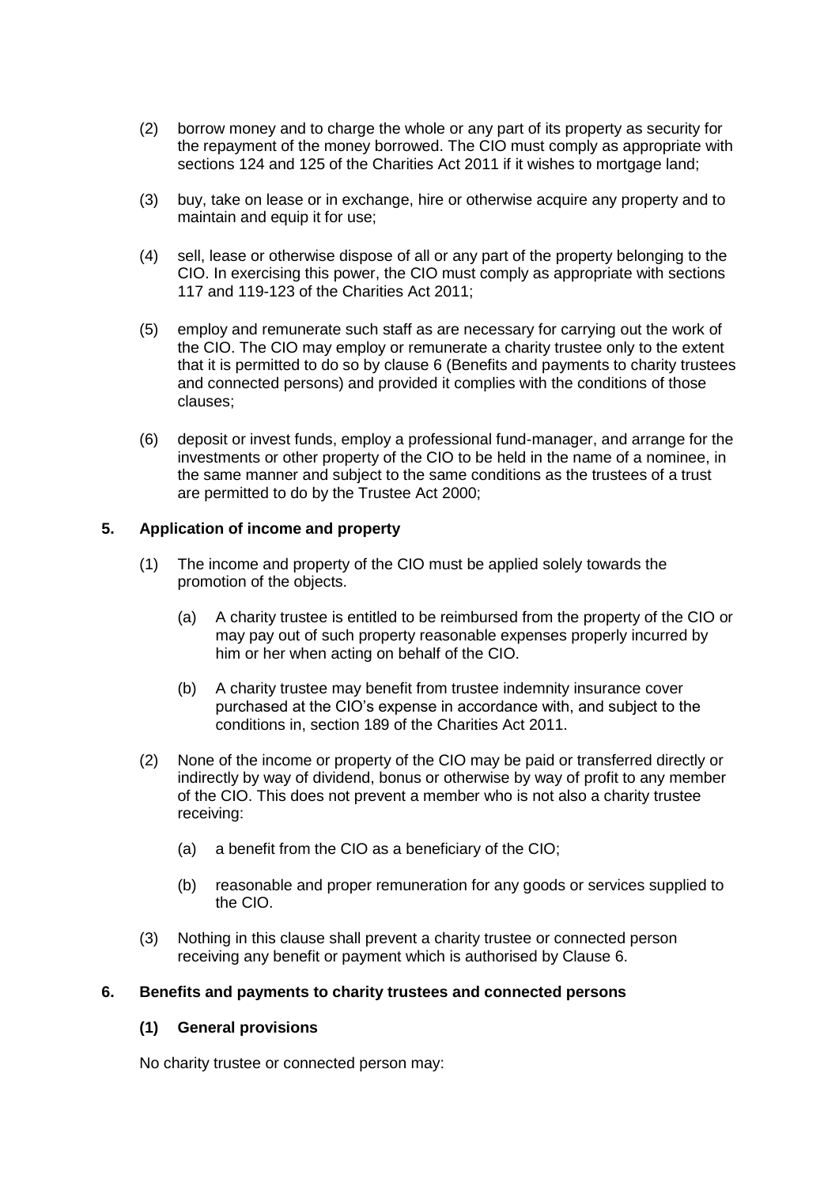(2) borrow money and to charge the whole or any part of its property as security for the repayment of the money borrowed. The CIO must comply as appropriate with sections 124 and 125 of the Charities Act 2011 if it wishes to mortgage land;

(3) buy, take on lease or in exchange, hire or otherwise acquire any property and to maintain and equip it for use;

(4) sell, lease or otherwise dispose of all or any part of the property belonging to the CIO. In exercising this power, the CIO must comply as appropriate with sections 117 and 119-123 of the Charities Act 2011;

(5) employ and remunerate such staff as are necessary for carrying out the work of the CIO. The CIO may employ or remunerate a charity trustee only to the extent that it is permitted to do so by clause 6 (Benefits and payments to charity trustees and connected persons) and provided it complies with the conditions of those clauses;

(6) deposit or invest funds, employ a professional fund-manager, and arrange for the investments or other property of the CIO to be held in the name of a nominee, in the same manner and subject to the same conditions as the trustees of a trust are permitted to do by the Trustee Act 2000;

## 5. Application of income and property

(1) The income and property of the CIO must be applied solely towards the promotion of the objects.

   (a) A charity trustee is entitled to be reimbursed from the property of the CIO or may pay out of such property reasonable expenses properly incurred by him or her when acting on behalf of the CIO.

   (b) A charity trustee may benefit from trustee indemnity insurance cover purchased at the CIO's expense in accordance with, and subject to the conditions in, section 189 of the Charities Act 2011.

(2) None of the income or property of the CIO may be paid or transferred directly or indirectly by way of dividend, bonus or otherwise by way of profit to any member of the CIO. This does not prevent a member who is not also a charity trustee receiving:

   (a) a benefit from the CIO as a beneficiary of the CIO;

   (b) reasonable and proper remuneration for any goods or services supplied to the CIO.

(3) Nothing in this clause shall prevent a charity trustee or connected person receiving any benefit or payment which is authorised by Clause 6.

## 6. Benefits and payments to charity trustees and connected persons

### (1) General provisions

No charity trustee or connected person may: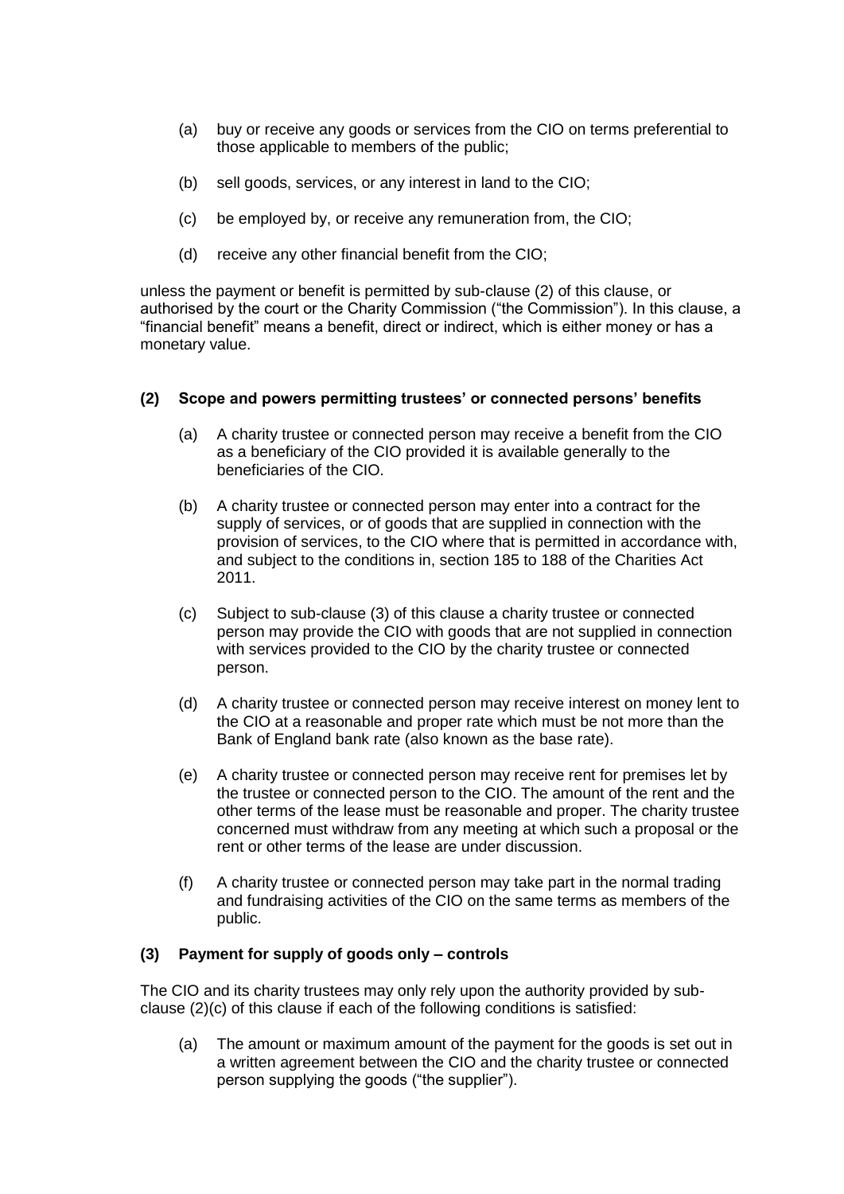(a) buy or receive any goods or services from the CIO on terms preferential to those applicable to members of the public;

(b) sell goods, services, or any interest in land to the CIO;

(c) be employed by, or receive any remuneration from, the CIO;

(d) receive any other financial benefit from the CIO;

unless the payment or benefit is permitted by sub-clause (2) of this clause, or authorised by the court or the Charity Commission ("the Commission"). In this clause, a "financial benefit" means a benefit, direct or indirect, which is either money or has a monetary value.

**(2) Scope and powers permitting trustees' or connected persons' benefits**

(a) A charity trustee or connected person may receive a benefit from the CIO as a beneficiary of the CIO provided it is available generally to the beneficiaries of the CIO.

(b) A charity trustee or connected person may enter into a contract for the supply of services, or of goods that are supplied in connection with the provision of services, to the CIO where that is permitted in accordance with, and subject to the conditions in, section 185 to 188 of the Charities Act 2011.

(c) Subject to sub-clause (3) of this clause a charity trustee or connected person may provide the CIO with goods that are not supplied in connection with services provided to the CIO by the charity trustee or connected person.

(d) A charity trustee or connected person may receive interest on money lent to the CIO at a reasonable and proper rate which must be not more than the Bank of England bank rate (also known as the base rate).

(e) A charity trustee or connected person may receive rent for premises let by the trustee or connected person to the CIO. The amount of the rent and the other terms of the lease must be reasonable and proper. The charity trustee concerned must withdraw from any meeting at which such a proposal or the rent or other terms of the lease are under discussion.

(f) A charity trustee or connected person may take part in the normal trading and fundraising activities of the CIO on the same terms as members of the public.

**(3) Payment for supply of goods only – controls**

The CIO and its charity trustees may only rely upon the authority provided by sub-clause (2)(c) of this clause if each of the following conditions is satisfied:

(a) The amount or maximum amount of the payment for the goods is set out in a written agreement between the CIO and the charity trustee or connected person supplying the goods ("the supplier").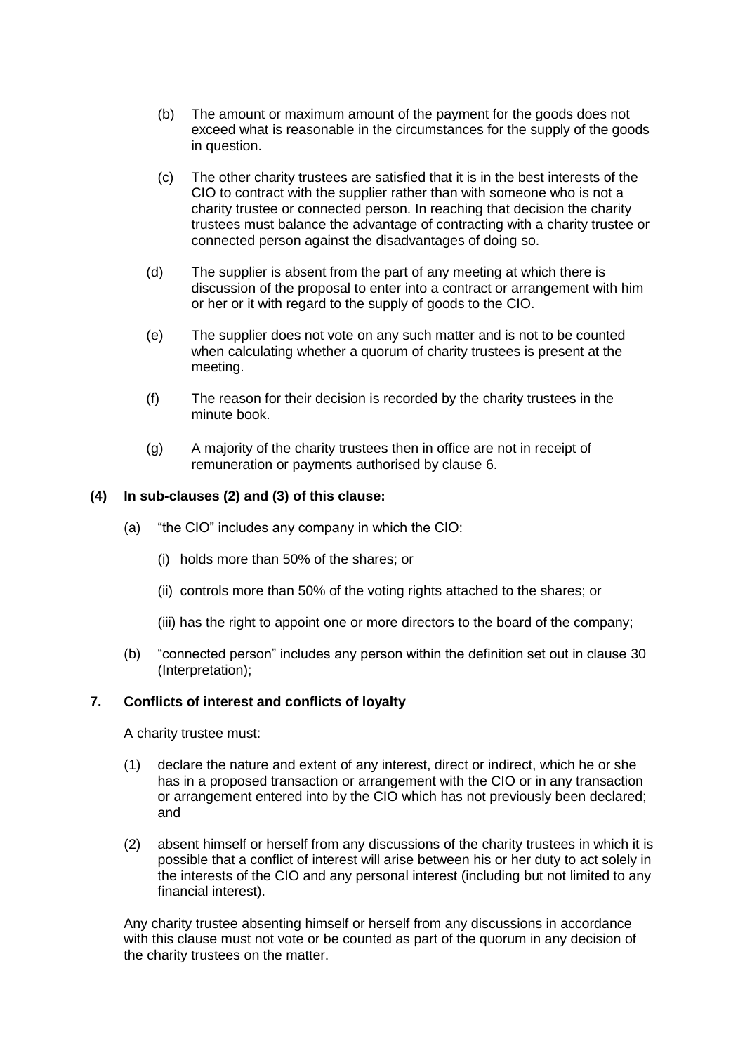(b) The amount or maximum amount of the payment for the goods does not exceed what is reasonable in the circumstances for the supply of the goods in question.

(c) The other charity trustees are satisfied that it is in the best interests of the CIO to contract with the supplier rather than with someone who is not a charity trustee or connected person. In reaching that decision the charity trustees must balance the advantage of contracting with a charity trustee or connected person against the disadvantages of doing so.

(d) The supplier is absent from the part of any meeting at which there is discussion of the proposal to enter into a contract or arrangement with him or her or it with regard to the supply of goods to the CIO.

(e) The supplier does not vote on any such matter and is not to be counted when calculating whether a quorum of charity trustees is present at the meeting.

(f) The reason for their decision is recorded by the charity trustees in the minute book.

(g) A majority of the charity trustees then in office are not in receipt of remuneration or payments authorised by clause 6.

**(4) In sub-clauses (2) and (3) of this clause:**

(a) "the CIO" includes any company in which the CIO:

(i) holds more than 50% of the shares; or

(ii) controls more than 50% of the voting rights attached to the shares; or

(iii) has the right to appoint one or more directors to the board of the company;

(b) "connected person" includes any person within the definition set out in clause 30 (Interpretation);

## 7. Conflicts of interest and conflicts of loyalty

A charity trustee must:

(1) declare the nature and extent of any interest, direct or indirect, which he or she has in a proposed transaction or arrangement with the CIO or in any transaction or arrangement entered into by the CIO which has not previously been declared; and

(2) absent himself or herself from any discussions of the charity trustees in which it is possible that a conflict of interest will arise between his or her duty to act solely in the interests of the CIO and any personal interest (including but not limited to any financial interest).

Any charity trustee absenting himself or herself from any discussions in accordance with this clause must not vote or be counted as part of the quorum in any decision of the charity trustees on the matter.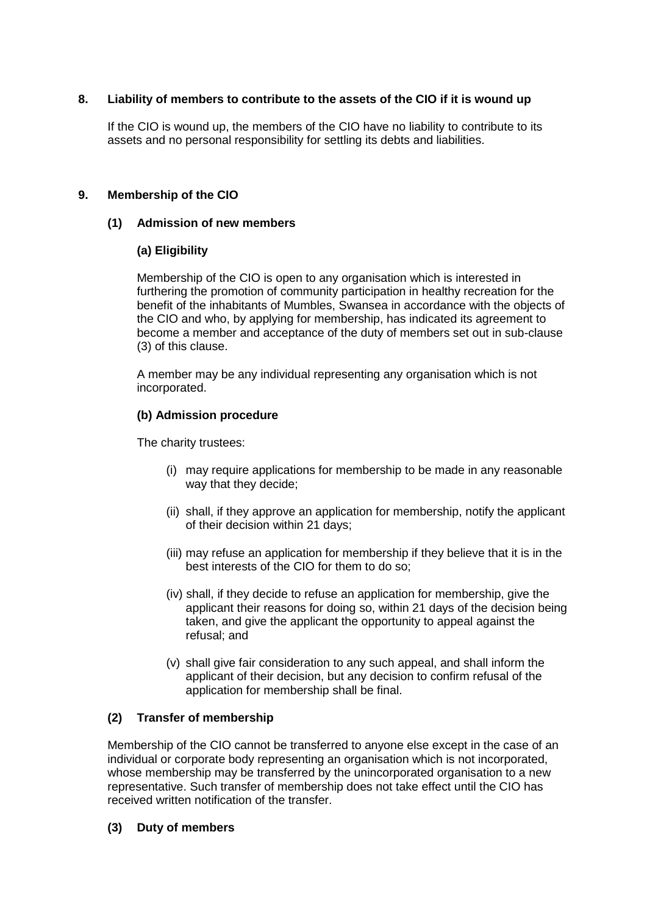## 8. Liability of members to contribute to the assets of the CIO if it is wound up

If the CIO is wound up, the members of the CIO have no liability to contribute to its assets and no personal responsibility for settling its debts and liabilities.

## 9. Membership of the CIO

### (1) Admission of new members

#### (a) Eligibility

Membership of the CIO is open to any organisation which is interested in furthering the promotion of community participation in healthy recreation for the benefit of the inhabitants of Mumbles, Swansea in accordance with the objects of the CIO and who, by applying for membership, has indicated its agreement to become a member and acceptance of the duty of members set out in sub-clause (3) of this clause.

A member may be any individual representing any organisation which is not incorporated.

#### (b) Admission procedure

The charity trustees:

(i) may require applications for membership to be made in any reasonable way that they decide;

(ii) shall, if they approve an application for membership, notify the applicant of their decision within 21 days;

(iii) may refuse an application for membership if they believe that it is in the best interests of the CIO for them to do so;

(iv) shall, if they decide to refuse an application for membership, give the applicant their reasons for doing so, within 21 days of the decision being taken, and give the applicant the opportunity to appeal against the refusal; and

(v) shall give fair consideration to any such appeal, and shall inform the applicant of their decision, but any decision to confirm refusal of the application for membership shall be final.

### (2) Transfer of membership

Membership of the CIO cannot be transferred to anyone else except in the case of an individual or corporate body representing an organisation which is not incorporated, whose membership may be transferred by the unincorporated organisation to a new representative. Such transfer of membership does not take effect until the CIO has received written notification of the transfer.

### (3) Duty of members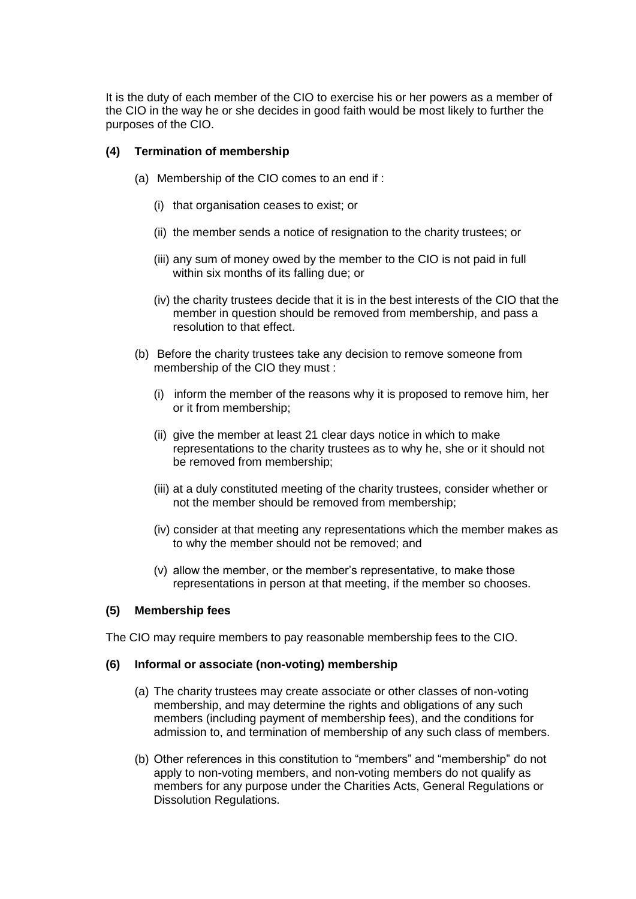It is the duty of each member of the CIO to exercise his or her powers as a member of the CIO in the way he or she decides in good faith would be most likely to further the purposes of the CIO.

**(4) Termination of membership**

(a) Membership of the CIO comes to an end if :

   (i) that organisation ceases to exist; or

   (ii) the member sends a notice of resignation to the charity trustees; or

   (iii) any sum of money owed by the member to the CIO is not paid in full within six months of its falling due; or

   (iv) the charity trustees decide that it is in the best interests of the CIO that the member in question should be removed from membership, and pass a resolution to that effect.

(b) Before the charity trustees take any decision to remove someone from membership of the CIO they must :

   (i) inform the member of the reasons why it is proposed to remove him, her or it from membership;

   (ii) give the member at least 21 clear days notice in which to make representations to the charity trustees as to why he, she or it should not be removed from membership;

   (iii) at a duly constituted meeting of the charity trustees, consider whether or not the member should be removed from membership;

   (iv) consider at that meeting any representations which the member makes as to why the member should not be removed; and

   (v) allow the member, or the member's representative, to make those representations in person at that meeting, if the member so chooses.

**(5) Membership fees**

The CIO may require members to pay reasonable membership fees to the CIO.

**(6) Informal or associate (non-voting) membership**

(a) The charity trustees may create associate or other classes of non-voting membership, and may determine the rights and obligations of any such members (including payment of membership fees), and the conditions for admission to, and termination of membership of any such class of members.

(b) Other references in this constitution to "members" and "membership" do not apply to non-voting members, and non-voting members do not qualify as members for any purpose under the Charities Acts, General Regulations or Dissolution Regulations.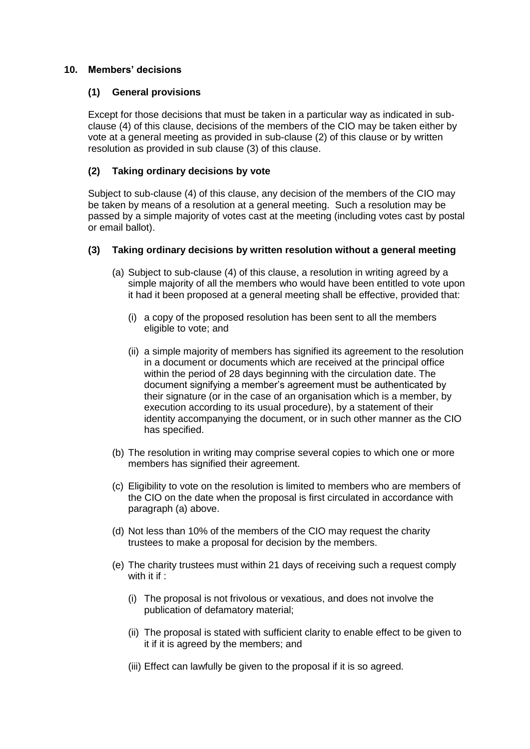## 10. Members' decisions

### (1) General provisions

Except for those decisions that must be taken in a particular way as indicated in sub-clause (4) of this clause, decisions of the members of the CIO may be taken either by vote at a general meeting as provided in sub-clause (2) of this clause or by written resolution as provided in sub clause (3) of this clause.

### (2) Taking ordinary decisions by vote

Subject to sub-clause (4) of this clause, any decision of the members of the CIO may be taken by means of a resolution at a general meeting. Such a resolution may be passed by a simple majority of votes cast at the meeting (including votes cast by postal or email ballot).

### (3) Taking ordinary decisions by written resolution without a general meeting

(a) Subject to sub-clause (4) of this clause, a resolution in writing agreed by a simple majority of all the members who would have been entitled to vote upon it had it been proposed at a general meeting shall be effective, provided that:

- (i) a copy of the proposed resolution has been sent to all the members eligible to vote; and
- (ii) a simple majority of members has signified its agreement to the resolution in a document or documents which are received at the principal office within the period of 28 days beginning with the circulation date. The document signifying a member's agreement must be authenticated by their signature (or in the case of an organisation which is a member, by execution according to its usual procedure), by a statement of their identity accompanying the document, or in such other manner as the CIO has specified.

(b) The resolution in writing may comprise several copies to which one or more members has signified their agreement.

(c) Eligibility to vote on the resolution is limited to members who are members of the CIO on the date when the proposal is first circulated in accordance with paragraph (a) above.

(d) Not less than 10% of the members of the CIO may request the charity trustees to make a proposal for decision by the members.

(e) The charity trustees must within 21 days of receiving such a request comply with it if :

- (i) The proposal is not frivolous or vexatious, and does not involve the publication of defamatory material;
- (ii) The proposal is stated with sufficient clarity to enable effect to be given to it if it is agreed by the members; and
- (iii) Effect can lawfully be given to the proposal if it is so agreed.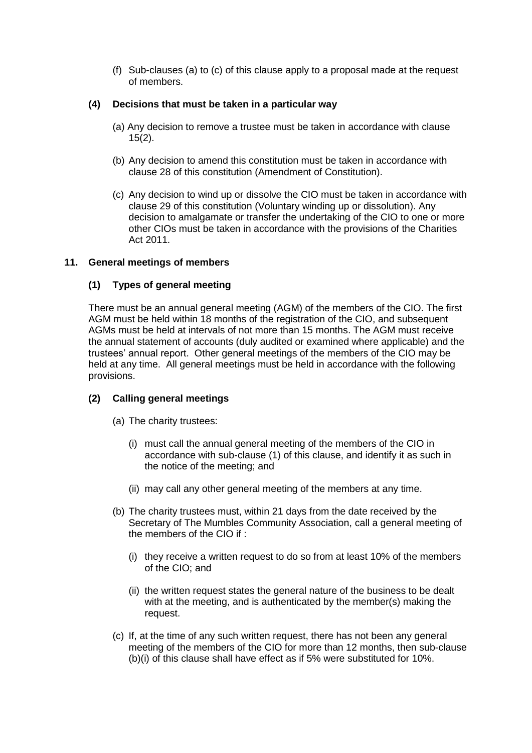(f) Sub-clauses (a) to (c) of this clause apply to a proposal made at the request of members.

**(4) Decisions that must be taken in a particular way**

(a) Any decision to remove a trustee must be taken in accordance with clause 15(2).

(b) Any decision to amend this constitution must be taken in accordance with clause 28 of this constitution (Amendment of Constitution).

(c) Any decision to wind up or dissolve the CIO must be taken in accordance with clause 29 of this constitution (Voluntary winding up or dissolution). Any decision to amalgamate or transfer the undertaking of the CIO to one or more other CIOs must be taken in accordance with the provisions of the Charities Act 2011.

## 11. General meetings of members

**(1) Types of general meeting**

There must be an annual general meeting (AGM) of the members of the CIO. The first AGM must be held within 18 months of the registration of the CIO, and subsequent AGMs must be held at intervals of not more than 15 months. The AGM must receive the annual statement of accounts (duly audited or examined where applicable) and the trustees' annual report. Other general meetings of the members of the CIO may be held at any time. All general meetings must be held in accordance with the following provisions.

**(2) Calling general meetings**

(a) The charity trustees:

(i) must call the annual general meeting of the members of the CIO in accordance with sub-clause (1) of this clause, and identify it as such in the notice of the meeting; and

(ii) may call any other general meeting of the members at any time.

(b) The charity trustees must, within 21 days from the date received by the Secretary of The Mumbles Community Association, call a general meeting of the members of the CIO if :

(i) they receive a written request to do so from at least 10% of the members of the CIO; and

(ii) the written request states the general nature of the business to be dealt with at the meeting, and is authenticated by the member(s) making the request.

(c) If, at the time of any such written request, there has not been any general meeting of the members of the CIO for more than 12 months, then sub-clause (b)(i) of this clause shall have effect as if 5% were substituted for 10%.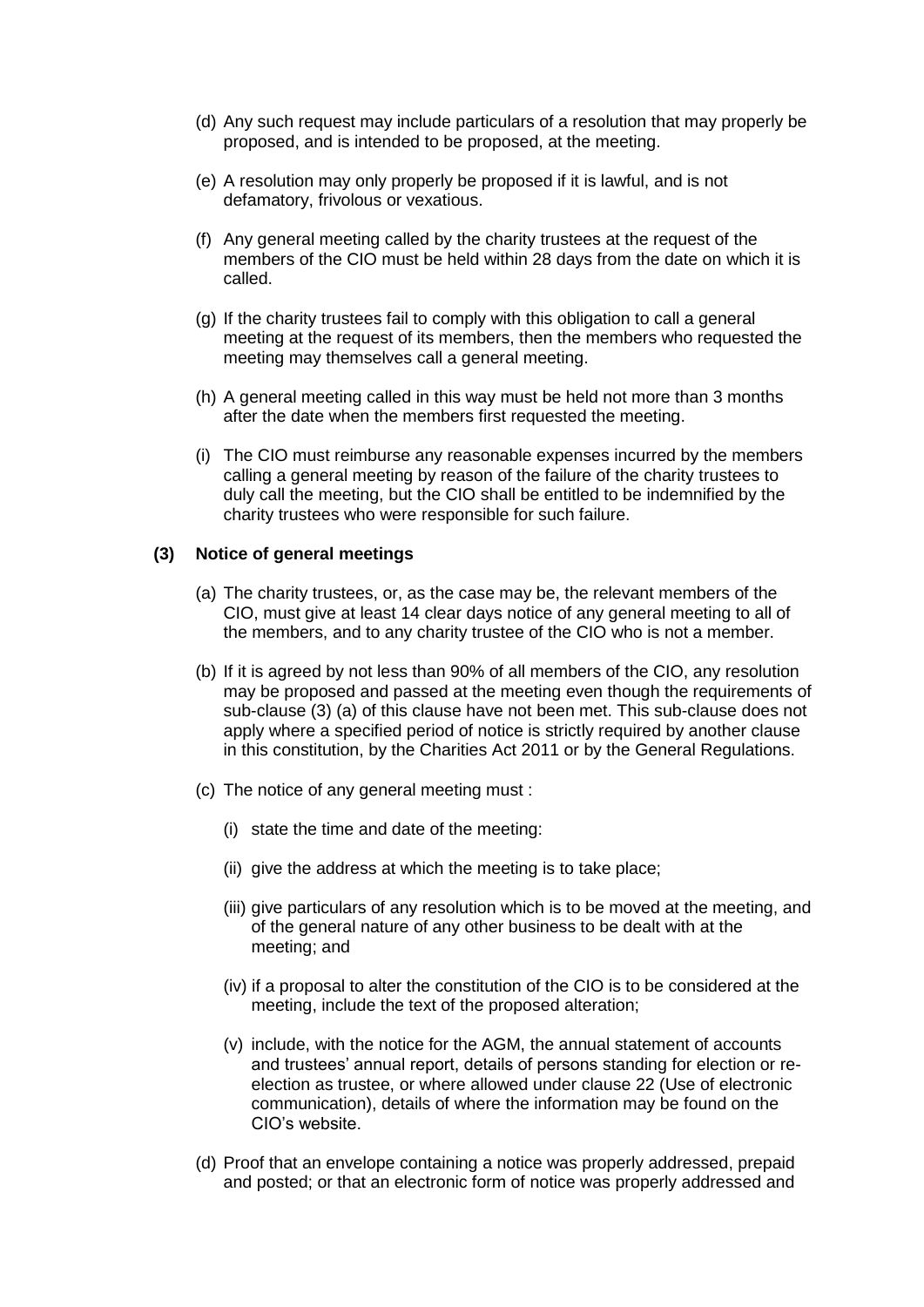(d) Any such request may include particulars of a resolution that may properly be proposed, and is intended to be proposed, at the meeting.

(e) A resolution may only properly be proposed if it is lawful, and is not defamatory, frivolous or vexatious.

(f) Any general meeting called by the charity trustees at the request of the members of the CIO must be held within 28 days from the date on which it is called.

(g) If the charity trustees fail to comply with this obligation to call a general meeting at the request of its members, then the members who requested the meeting may themselves call a general meeting.

(h) A general meeting called in this way must be held not more than 3 months after the date when the members first requested the meeting.

(i) The CIO must reimburse any reasonable expenses incurred by the members calling a general meeting by reason of the failure of the charity trustees to duly call the meeting, but the CIO shall be entitled to be indemnified by the charity trustees who were responsible for such failure.

**(3) Notice of general meetings**

(a) The charity trustees, or, as the case may be, the relevant members of the CIO, must give at least 14 clear days notice of any general meeting to all of the members, and to any charity trustee of the CIO who is not a member.

(b) If it is agreed by not less than 90% of all members of the CIO, any resolution may be proposed and passed at the meeting even though the requirements of sub-clause (3) (a) of this clause have not been met. This sub-clause does not apply where a specified period of notice is strictly required by another clause in this constitution, by the Charities Act 2011 or by the General Regulations.

(c) The notice of any general meeting must :

(i) state the time and date of the meeting:

(ii) give the address at which the meeting is to take place;

(iii) give particulars of any resolution which is to be moved at the meeting, and of the general nature of any other business to be dealt with at the meeting; and

(iv) if a proposal to alter the constitution of the CIO is to be considered at the meeting, include the text of the proposed alteration;

(v) include, with the notice for the AGM, the annual statement of accounts and trustees' annual report, details of persons standing for election or re-election as trustee, or where allowed under clause 22 (Use of electronic communication), details of where the information may be found on the CIO's website.

(d) Proof that an envelope containing a notice was properly addressed, prepaid and posted; or that an electronic form of notice was properly addressed and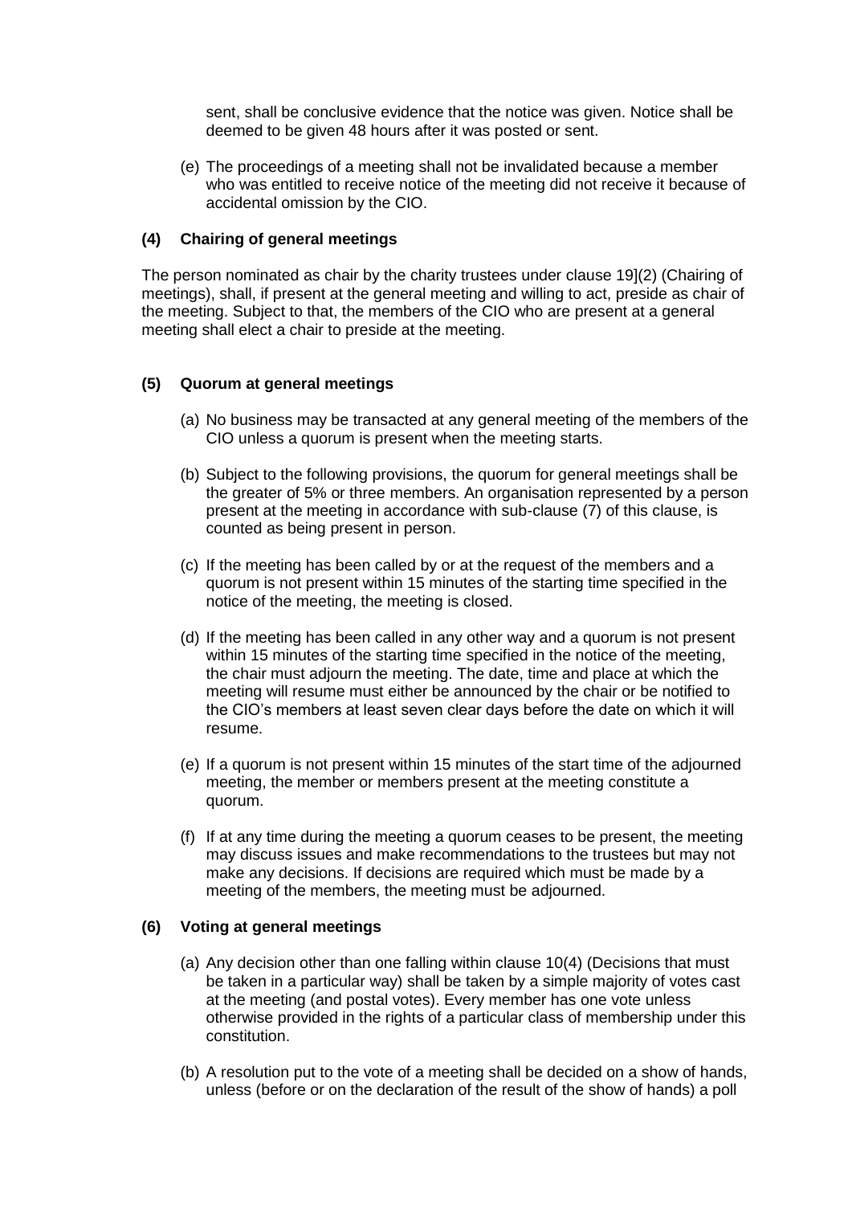sent, shall be conclusive evidence that the notice was given. Notice shall be deemed to be given 48 hours after it was posted or sent.

(e) The proceedings of a meeting shall not be invalidated because a member who was entitled to receive notice of the meeting did not receive it because of accidental omission by the CIO.

#### (4) Chairing of general meetings

The person nominated as chair by the charity trustees under clause 19](2) (Chairing of meetings), shall, if present at the general meeting and willing to act, preside as chair of the meeting. Subject to that, the members of the CIO who are present at a general meeting shall elect a chair to preside at the meeting.

#### (5) Quorum at general meetings

(a) No business may be transacted at any general meeting of the members of the CIO unless a quorum is present when the meeting starts.

(b) Subject to the following provisions, the quorum for general meetings shall be the greater of 5% or three members. An organisation represented by a person present at the meeting in accordance with sub-clause (7) of this clause, is counted as being present in person.

(c) If the meeting has been called by or at the request of the members and a quorum is not present within 15 minutes of the starting time specified in the notice of the meeting, the meeting is closed.

(d) If the meeting has been called in any other way and a quorum is not present within 15 minutes of the starting time specified in the notice of the meeting, the chair must adjourn the meeting. The date, time and place at which the meeting will resume must either be announced by the chair or be notified to the CIO's members at least seven clear days before the date on which it will resume.

(e) If a quorum is not present within 15 minutes of the start time of the adjourned meeting, the member or members present at the meeting constitute a quorum.

(f) If at any time during the meeting a quorum ceases to be present, the meeting may discuss issues and make recommendations to the trustees but may not make any decisions. If decisions are required which must be made by a meeting of the members, the meeting must be adjourned.

#### (6) Voting at general meetings

(a) Any decision other than one falling within clause 10(4) (Decisions that must be taken in a particular way) shall be taken by a simple majority of votes cast at the meeting (and postal votes). Every member has one vote unless otherwise provided in the rights of a particular class of membership under this constitution.

(b) A resolution put to the vote of a meeting shall be decided on a show of hands, unless (before or on the declaration of the result of the show of hands) a poll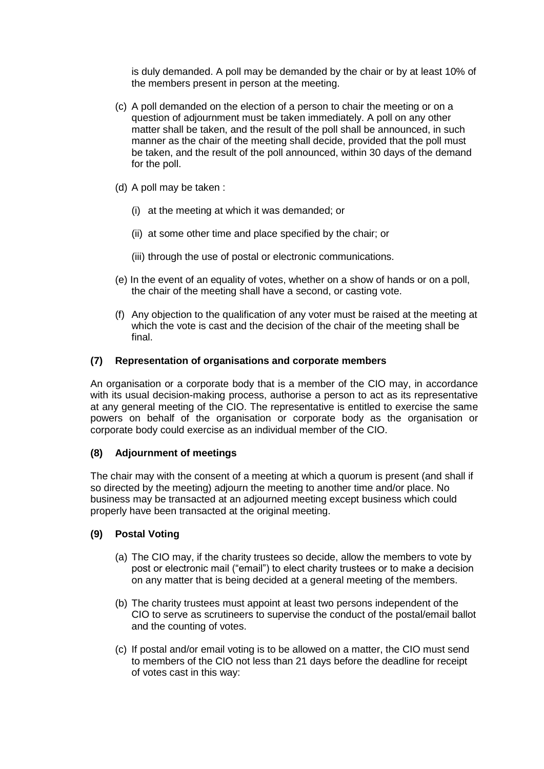is duly demanded. A poll may be demanded by the chair or by at least 10% of the members present in person at the meeting.

(c) A poll demanded on the election of a person to chair the meeting or on a question of adjournment must be taken immediately. A poll on any other matter shall be taken, and the result of the poll shall be announced, in such manner as the chair of the meeting shall decide, provided that the poll must be taken, and the result of the poll announced, within 30 days of the demand for the poll.

(d) A poll may be taken :

(i) at the meeting at which it was demanded; or

(ii) at some other time and place specified by the chair; or

(iii) through the use of postal or electronic communications.

(e) In the event of an equality of votes, whether on a show of hands or on a poll, the chair of the meeting shall have a second, or casting vote.

(f) Any objection to the qualification of any voter must be raised at the meeting at which the vote is cast and the decision of the chair of the meeting shall be final.

**(7) Representation of organisations and corporate members**

An organisation or a corporate body that is a member of the CIO may, in accordance with its usual decision-making process, authorise a person to act as its representative at any general meeting of the CIO. The representative is entitled to exercise the same powers on behalf of the organisation or corporate body as the organisation or corporate body could exercise as an individual member of the CIO.

**(8) Adjournment of meetings**

The chair may with the consent of a meeting at which a quorum is present (and shall if so directed by the meeting) adjourn the meeting to another time and/or place. No business may be transacted at an adjourned meeting except business which could properly have been transacted at the original meeting.

**(9) Postal Voting**

(a) The CIO may, if the charity trustees so decide, allow the members to vote by post or electronic mail ("email") to elect charity trustees or to make a decision on any matter that is being decided at a general meeting of the members.

(b) The charity trustees must appoint at least two persons independent of the CIO to serve as scrutineers to supervise the conduct of the postal/email ballot and the counting of votes.

(c) If postal and/or email voting is to be allowed on a matter, the CIO must send to members of the CIO not less than 21 days before the deadline for receipt of votes cast in this way: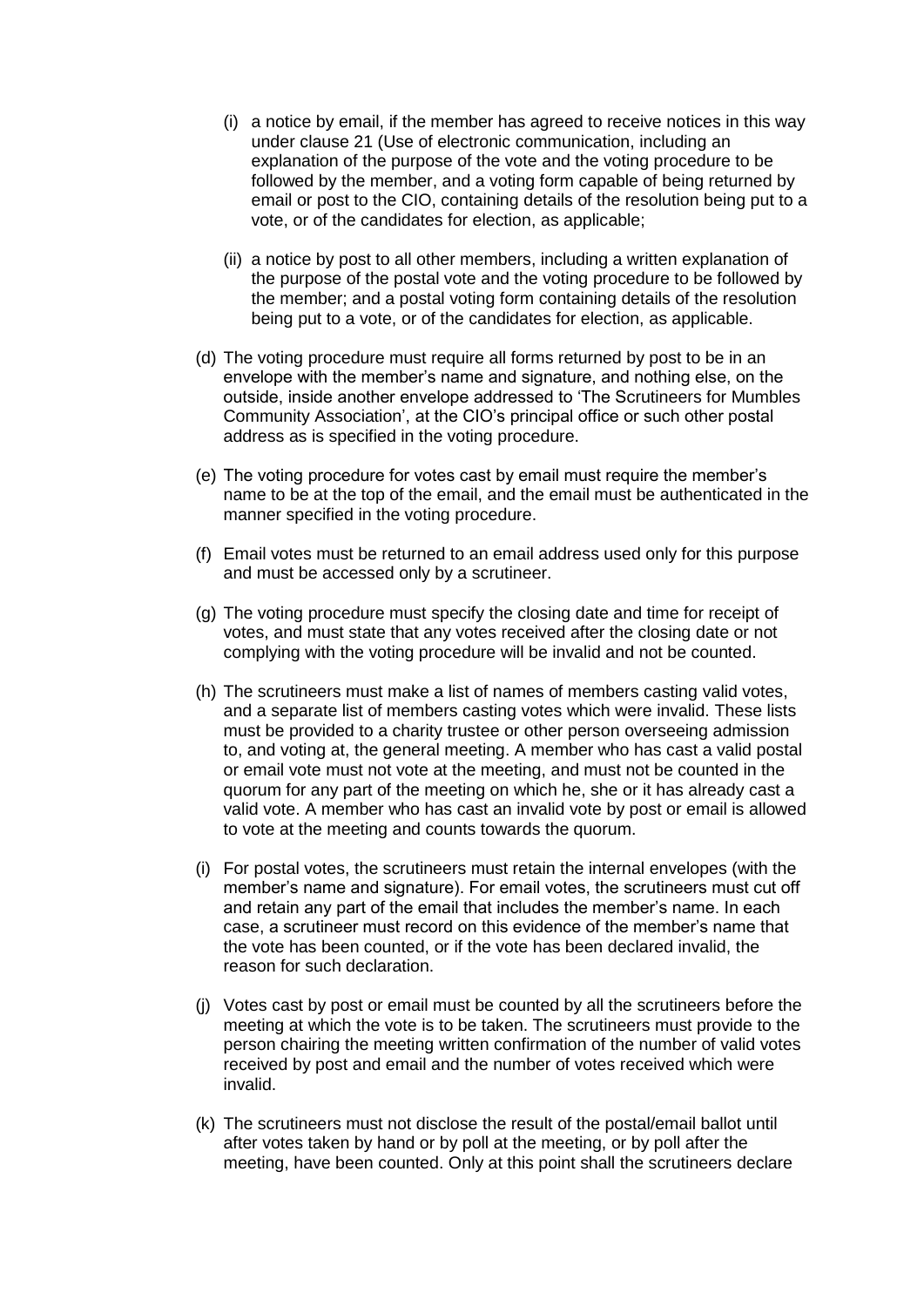(i) a notice by email, if the member has agreed to receive notices in this way under clause 21 (Use of electronic communication, including an explanation of the purpose of the vote and the voting procedure to be followed by the member, and a voting form capable of being returned by email or post to the CIO, containing details of the resolution being put to a vote, or of the candidates for election, as applicable;

(ii) a notice by post to all other members, including a written explanation of the purpose of the postal vote and the voting procedure to be followed by the member; and a postal voting form containing details of the resolution being put to a vote, or of the candidates for election, as applicable.

(d) The voting procedure must require all forms returned by post to be in an envelope with the member's name and signature, and nothing else, on the outside, inside another envelope addressed to 'The Scrutineers for Mumbles Community Association', at the CIO's principal office or such other postal address as is specified in the voting procedure.

(e) The voting procedure for votes cast by email must require the member's name to be at the top of the email, and the email must be authenticated in the manner specified in the voting procedure.

(f) Email votes must be returned to an email address used only for this purpose and must be accessed only by a scrutineer.

(g) The voting procedure must specify the closing date and time for receipt of votes, and must state that any votes received after the closing date or not complying with the voting procedure will be invalid and not be counted.

(h) The scrutineers must make a list of names of members casting valid votes, and a separate list of members casting votes which were invalid. These lists must be provided to a charity trustee or other person overseeing admission to, and voting at, the general meeting. A member who has cast a valid postal or email vote must not vote at the meeting, and must not be counted in the quorum for any part of the meeting on which he, she or it has already cast a valid vote. A member who has cast an invalid vote by post or email is allowed to vote at the meeting and counts towards the quorum.

(i) For postal votes, the scrutineers must retain the internal envelopes (with the member's name and signature). For email votes, the scrutineers must cut off and retain any part of the email that includes the member's name. In each case, a scrutineer must record on this evidence of the member's name that the vote has been counted, or if the vote has been declared invalid, the reason for such declaration.

(j) Votes cast by post or email must be counted by all the scrutineers before the meeting at which the vote is to be taken. The scrutineers must provide to the person chairing the meeting written confirmation of the number of valid votes received by post and email and the number of votes received which were invalid.

(k) The scrutineers must not disclose the result of the postal/email ballot until after votes taken by hand or by poll at the meeting, or by poll after the meeting, have been counted. Only at this point shall the scrutineers declare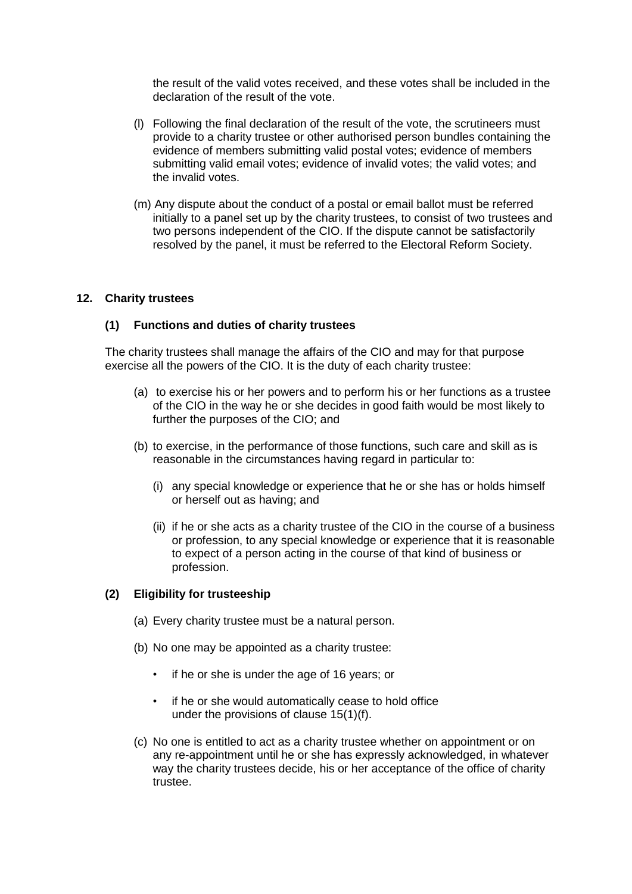the result of the valid votes received, and these votes shall be included in the declaration of the result of the vote.

(l) Following the final declaration of the result of the vote, the scrutineers must provide to a charity trustee or other authorised person bundles containing the evidence of members submitting valid postal votes; evidence of members submitting valid email votes; evidence of invalid votes; the valid votes; and the invalid votes.

(m) Any dispute about the conduct of a postal or email ballot must be referred initially to a panel set up by the charity trustees, to consist of two trustees and two persons independent of the CIO. If the dispute cannot be satisfactorily resolved by the panel, it must be referred to the Electoral Reform Society.

## 12. Charity trustees

### (1) Functions and duties of charity trustees

The charity trustees shall manage the affairs of the CIO and may for that purpose exercise all the powers of the CIO. It is the duty of each charity trustee:

(a) to exercise his or her powers and to perform his or her functions as a trustee of the CIO in the way he or she decides in good faith would be most likely to further the purposes of the CIO; and

(b) to exercise, in the performance of those functions, such care and skill as is reasonable in the circumstances having regard in particular to:

(i) any special knowledge or experience that he or she has or holds himself or herself out as having; and

(ii) if he or she acts as a charity trustee of the CIO in the course of a business or profession, to any special knowledge or experience that it is reasonable to expect of a person acting in the course of that kind of business or profession.

### (2) Eligibility for trusteeship

(a) Every charity trustee must be a natural person.

(b) No one may be appointed as a charity trustee:

- if he or she is under the age of 16 years; or
- if he or she would automatically cease to hold office under the provisions of clause 15(1)(f).

(c) No one is entitled to act as a charity trustee whether on appointment or on any re-appointment until he or she has expressly acknowledged, in whatever way the charity trustees decide, his or her acceptance of the office of charity trustee.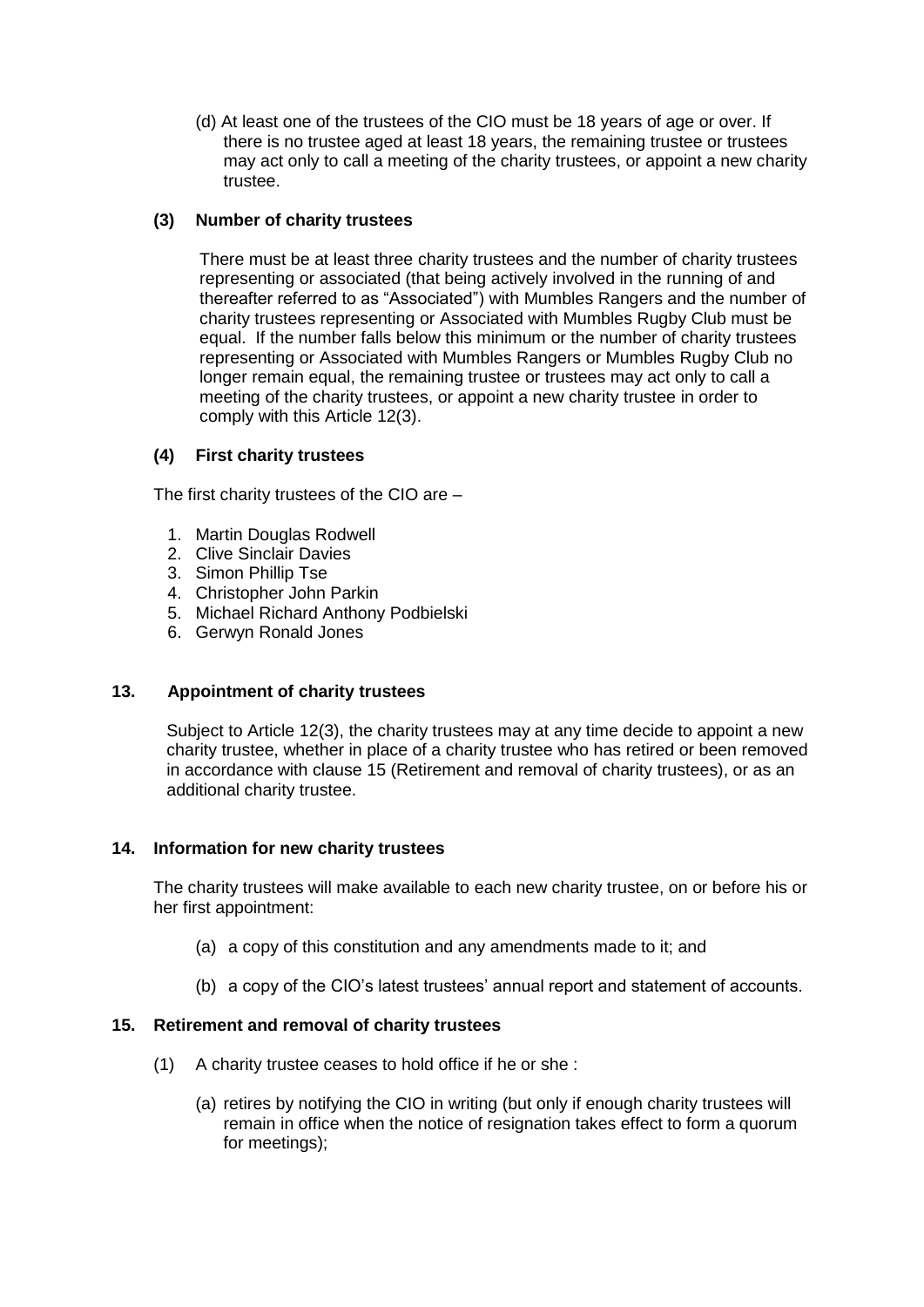(d) At least one of the trustees of the CIO must be 18 years of age or over. If there is no trustee aged at least 18 years, the remaining trustee or trustees may act only to call a meeting of the charity trustees, or appoint a new charity trustee.

**(3) Number of charity trustees**

There must be at least three charity trustees and the number of charity trustees representing or associated (that being actively involved in the running of and thereafter referred to as "Associated") with Mumbles Rangers and the number of charity trustees representing or Associated with Mumbles Rugby Club must be equal. If the number falls below this minimum or the number of charity trustees representing or Associated with Mumbles Rangers or Mumbles Rugby Club no longer remain equal, the remaining trustee or trustees may act only to call a meeting of the charity trustees, or appoint a new charity trustee in order to comply with this Article 12(3).

**(4) First charity trustees**

The first charity trustees of the CIO are –

1. Martin Douglas Rodwell
2. Clive Sinclair Davies
3. Simon Phillip Tse
4. Christopher John Parkin
5. Michael Richard Anthony Podbielski
6. Gerwyn Ronald Jones

## 13. Appointment of charity trustees

Subject to Article 12(3), the charity trustees may at any time decide to appoint a new charity trustee, whether in place of a charity trustee who has retired or been removed in accordance with clause 15 (Retirement and removal of charity trustees), or as an additional charity trustee.

## 14. Information for new charity trustees

The charity trustees will make available to each new charity trustee, on or before his or her first appointment:

(a) a copy of this constitution and any amendments made to it; and

(b) a copy of the CIO's latest trustees' annual report and statement of accounts.

## 15. Retirement and removal of charity trustees

(1) A charity trustee ceases to hold office if he or she :

(a) retires by notifying the CIO in writing (but only if enough charity trustees will remain in office when the notice of resignation takes effect to form a quorum for meetings);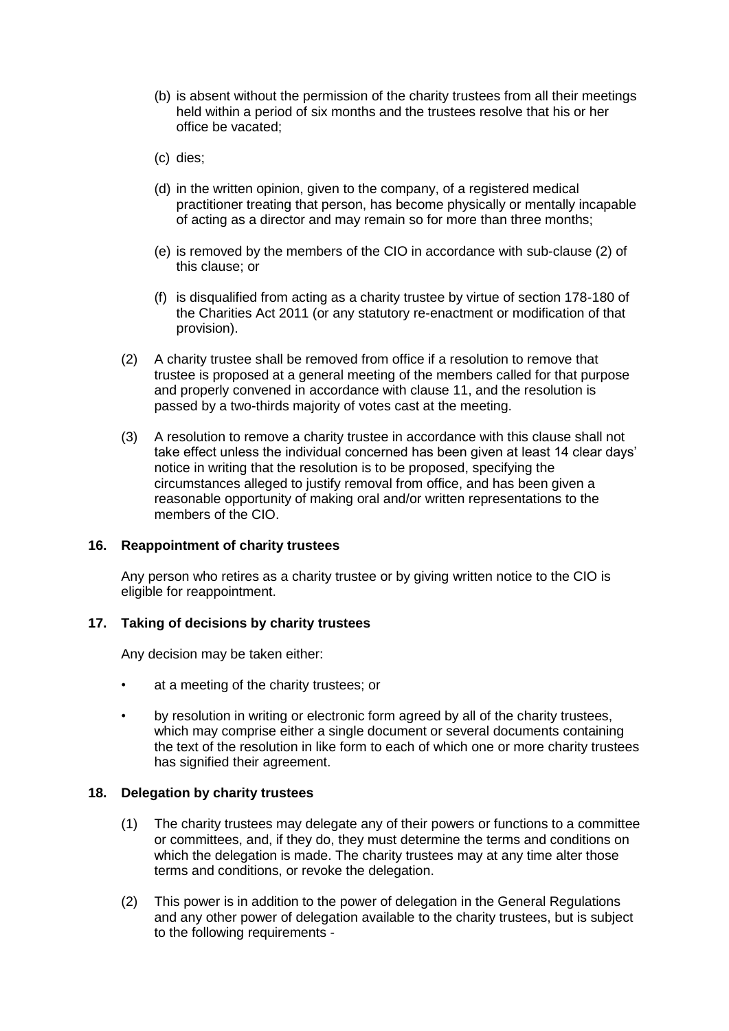(b) is absent without the permission of the charity trustees from all their meetings held within a period of six months and the trustees resolve that his or her office be vacated;

(c) dies;

(d) in the written opinion, given to the company, of a registered medical practitioner treating that person, has become physically or mentally incapable of acting as a director and may remain so for more than three months;

(e) is removed by the members of the CIO in accordance with sub-clause (2) of this clause; or

(f) is disqualified from acting as a charity trustee by virtue of section 178-180 of the Charities Act 2011 (or any statutory re-enactment or modification of that provision).

(2) A charity trustee shall be removed from office if a resolution to remove that trustee is proposed at a general meeting of the members called for that purpose and properly convened in accordance with clause 11, and the resolution is passed by a two-thirds majority of votes cast at the meeting.

(3) A resolution to remove a charity trustee in accordance with this clause shall not take effect unless the individual concerned has been given at least 14 clear days' notice in writing that the resolution is to be proposed, specifying the circumstances alleged to justify removal from office, and has been given a reasonable opportunity of making oral and/or written representations to the members of the CIO.

### 16. Reappointment of charity trustees

Any person who retires as a charity trustee or by giving written notice to the CIO is eligible for reappointment.

### 17. Taking of decisions by charity trustees

Any decision may be taken either:

- at a meeting of the charity trustees; or
- by resolution in writing or electronic form agreed by all of the charity trustees, which may comprise either a single document or several documents containing the text of the resolution in like form to each of which one or more charity trustees has signified their agreement.

### 18. Delegation by charity trustees

(1) The charity trustees may delegate any of their powers or functions to a committee or committees, and, if they do, they must determine the terms and conditions on which the delegation is made. The charity trustees may at any time alter those terms and conditions, or revoke the delegation.

(2) This power is in addition to the power of delegation in the General Regulations and any other power of delegation available to the charity trustees, but is subject to the following requirements -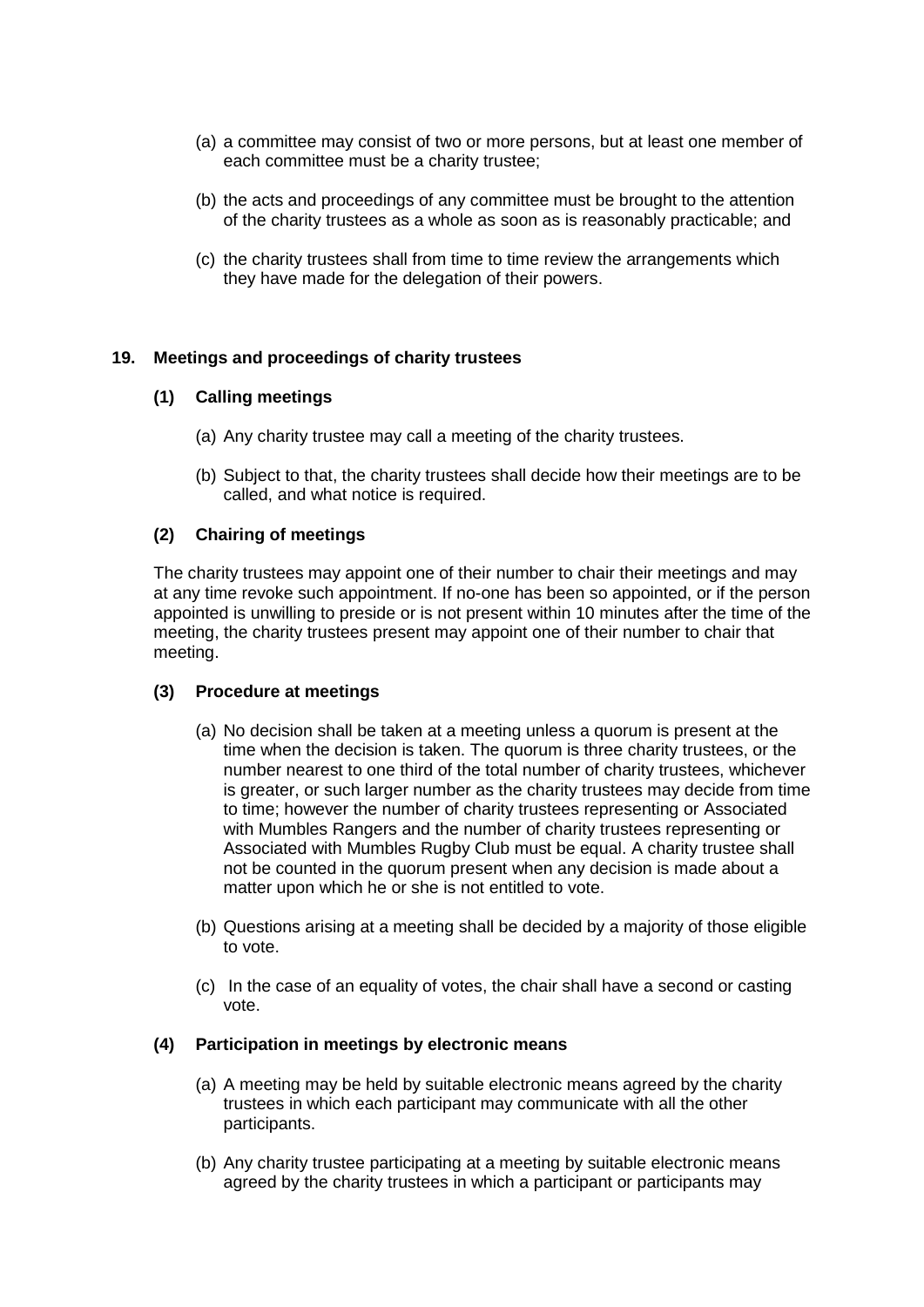(a) a committee may consist of two or more persons, but at least one member of each committee must be a charity trustee;

(b) the acts and proceedings of any committee must be brought to the attention of the charity trustees as a whole as soon as is reasonably practicable; and

(c) the charity trustees shall from time to time review the arrangements which they have made for the delegation of their powers.

## 19. Meetings and proceedings of charity trustees

### (1) Calling meetings

(a) Any charity trustee may call a meeting of the charity trustees.

(b) Subject to that, the charity trustees shall decide how their meetings are to be called, and what notice is required.

### (2) Chairing of meetings

The charity trustees may appoint one of their number to chair their meetings and may at any time revoke such appointment. If no-one has been so appointed, or if the person appointed is unwilling to preside or is not present within 10 minutes after the time of the meeting, the charity trustees present may appoint one of their number to chair that meeting.

### (3) Procedure at meetings

(a) No decision shall be taken at a meeting unless a quorum is present at the time when the decision is taken. The quorum is three charity trustees, or the number nearest to one third of the total number of charity trustees, whichever is greater, or such larger number as the charity trustees may decide from time to time; however the number of charity trustees representing or Associated with Mumbles Rangers and the number of charity trustees representing or Associated with Mumbles Rugby Club must be equal. A charity trustee shall not be counted in the quorum present when any decision is made about a matter upon which he or she is not entitled to vote.

(b) Questions arising at a meeting shall be decided by a majority of those eligible to vote.

(c) In the case of an equality of votes, the chair shall have a second or casting vote.

### (4) Participation in meetings by electronic means

(a) A meeting may be held by suitable electronic means agreed by the charity trustees in which each participant may communicate with all the other participants.

(b) Any charity trustee participating at a meeting by suitable electronic means agreed by the charity trustees in which a participant or participants may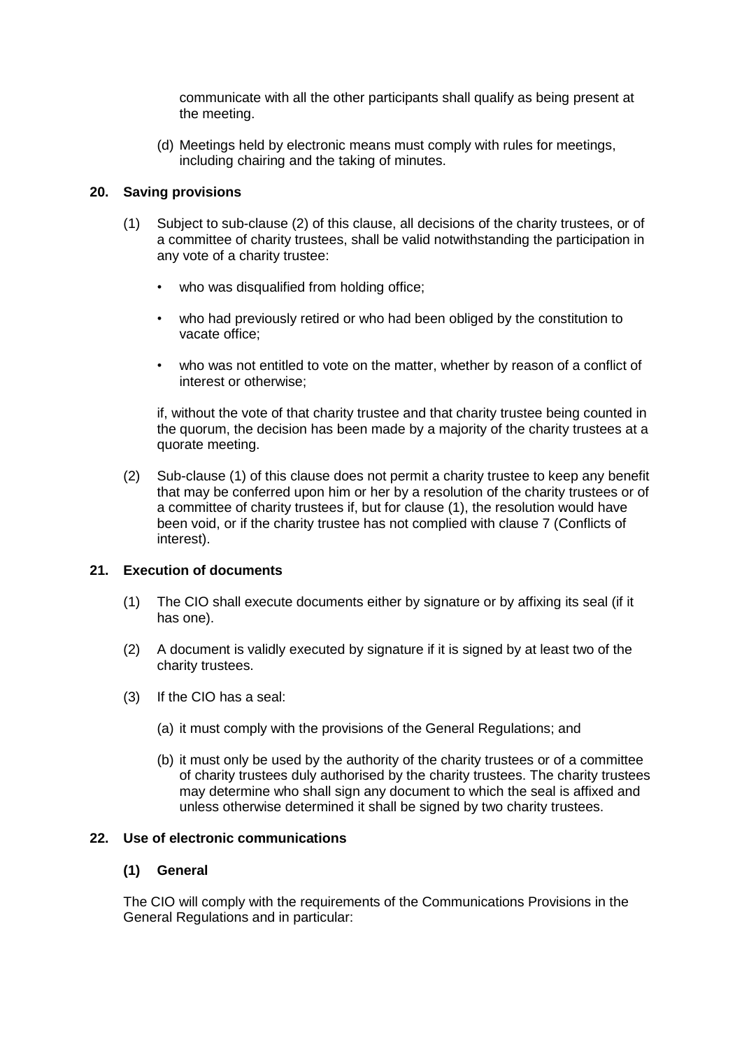communicate with all the other participants shall qualify as being present at the meeting.

(d) Meetings held by electronic means must comply with rules for meetings, including chairing and the taking of minutes.

**20. Saving provisions**

(1) Subject to sub-clause (2) of this clause, all decisions of the charity trustees, or of a committee of charity trustees, shall be valid notwithstanding the participation in any vote of a charity trustee:

- who was disqualified from holding office;
- who had previously retired or who had been obliged by the constitution to vacate office;
- who was not entitled to vote on the matter, whether by reason of a conflict of interest or otherwise;

if, without the vote of that charity trustee and that charity trustee being counted in the quorum, the decision has been made by a majority of the charity trustees at a quorate meeting.

(2) Sub-clause (1) of this clause does not permit a charity trustee to keep any benefit that may be conferred upon him or her by a resolution of the charity trustees or of a committee of charity trustees if, but for clause (1), the resolution would have been void, or if the charity trustee has not complied with clause 7 (Conflicts of interest).

**21. Execution of documents**

(1) The CIO shall execute documents either by signature or by affixing its seal (if it has one).

(2) A document is validly executed by signature if it is signed by at least two of the charity trustees.

(3) If the CIO has a seal:

(a) it must comply with the provisions of the General Regulations; and

(b) it must only be used by the authority of the charity trustees or of a committee of charity trustees duly authorised by the charity trustees. The charity trustees may determine who shall sign any document to which the seal is affixed and unless otherwise determined it shall be signed by two charity trustees.

**22. Use of electronic communications**

**(1) General**

The CIO will comply with the requirements of the Communications Provisions in the General Regulations and in particular: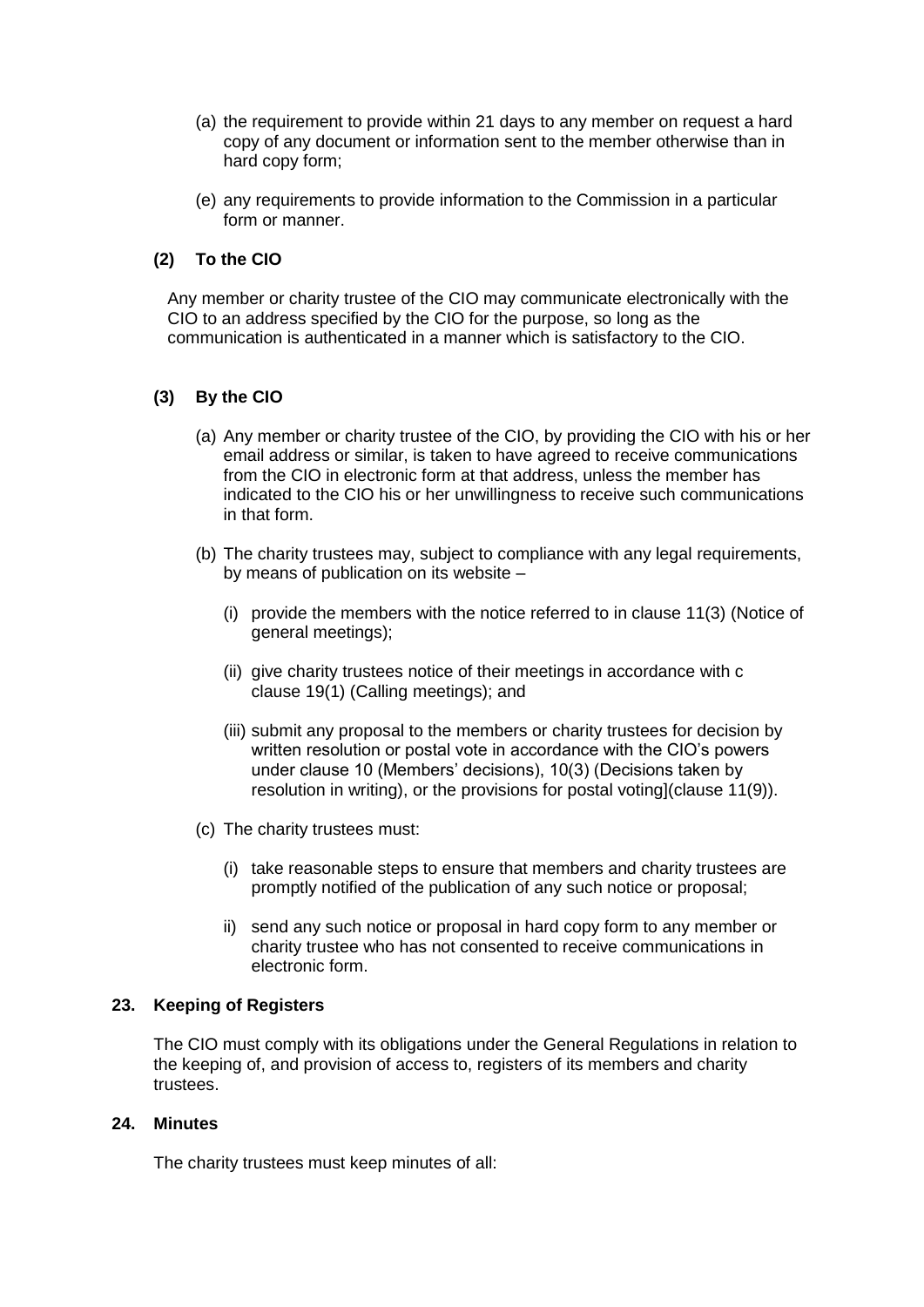(a) the requirement to provide within 21 days to any member on request a hard copy of any document or information sent to the member otherwise than in hard copy form;

(e) any requirements to provide information to the Commission in a particular form or manner.

**(2) To the CIO**

Any member or charity trustee of the CIO may communicate electronically with the CIO to an address specified by the CIO for the purpose, so long as the communication is authenticated in a manner which is satisfactory to the CIO.

**(3) By the CIO**

(a) Any member or charity trustee of the CIO, by providing the CIO with his or her email address or similar, is taken to have agreed to receive communications from the CIO in electronic form at that address, unless the member has indicated to the CIO his or her unwillingness to receive such communications in that form.

(b) The charity trustees may, subject to compliance with any legal requirements, by means of publication on its website –

(i) provide the members with the notice referred to in clause 11(3) (Notice of general meetings);

(ii) give charity trustees notice of their meetings in accordance with c clause 19(1) (Calling meetings); and

(iii) submit any proposal to the members or charity trustees for decision by written resolution or postal vote in accordance with the CIO's powers under clause 10 (Members' decisions), 10(3) (Decisions taken by resolution in writing), or the provisions for postal voting](clause 11(9)).

(c) The charity trustees must:

(i) take reasonable steps to ensure that members and charity trustees are promptly notified of the publication of any such notice or proposal;

ii) send any such notice or proposal in hard copy form to any member or charity trustee who has not consented to receive communications in electronic form.

**23. Keeping of Registers**

The CIO must comply with its obligations under the General Regulations in relation to the keeping of, and provision of access to, registers of its members and charity trustees.

**24. Minutes**

The charity trustees must keep minutes of all: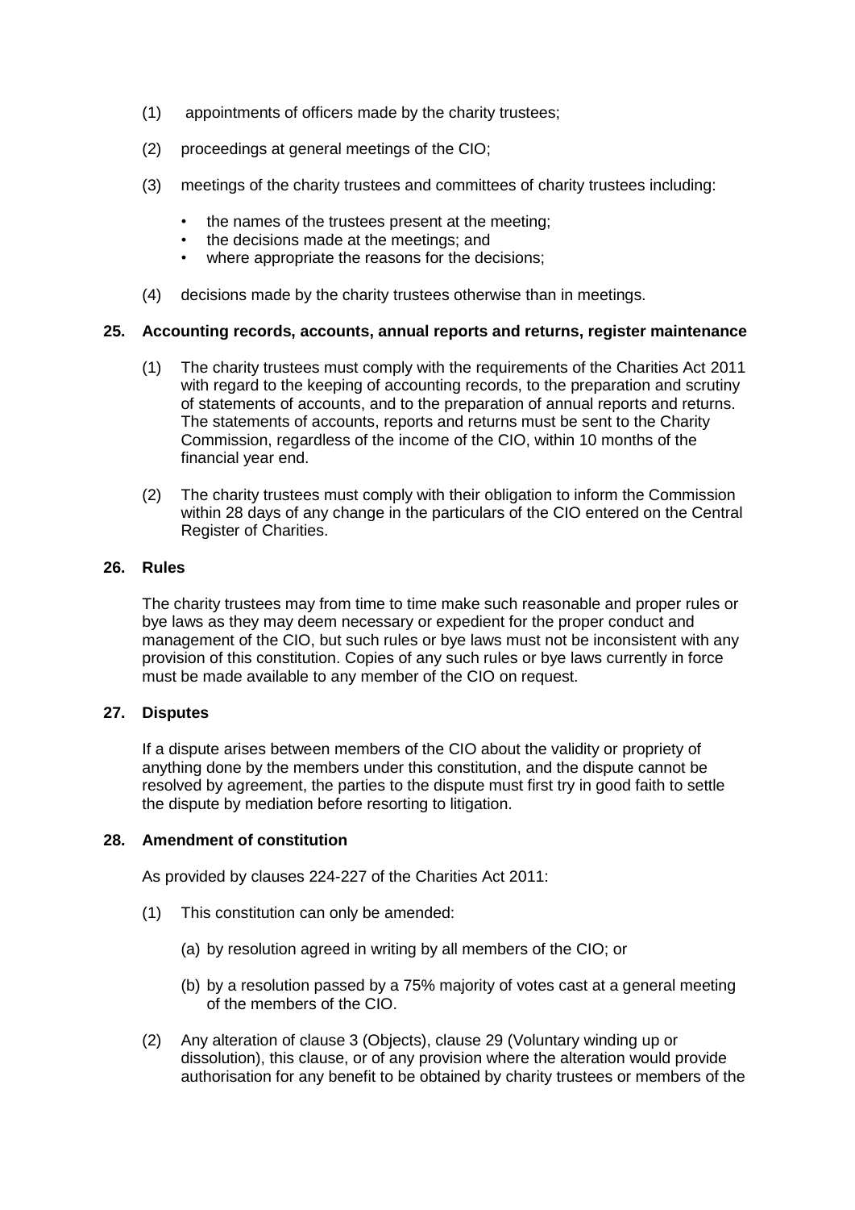(1) appointments of officers made by the charity trustees;

(2) proceedings at general meetings of the CIO;

(3) meetings of the charity trustees and committees of charity trustees including:

- the names of the trustees present at the meeting;
- the decisions made at the meetings; and
- where appropriate the reasons for the decisions;

(4) decisions made by the charity trustees otherwise than in meetings.

**25. Accounting records, accounts, annual reports and returns, register maintenance**

(1) The charity trustees must comply with the requirements of the Charities Act 2011 with regard to the keeping of accounting records, to the preparation and scrutiny of statements of accounts, and to the preparation of annual reports and returns. The statements of accounts, reports and returns must be sent to the Charity Commission, regardless of the income of the CIO, within 10 months of the financial year end.

(2) The charity trustees must comply with their obligation to inform the Commission within 28 days of any change in the particulars of the CIO entered on the Central Register of Charities.

**26. Rules**

The charity trustees may from time to time make such reasonable and proper rules or bye laws as they may deem necessary or expedient for the proper conduct and management of the CIO, but such rules or bye laws must not be inconsistent with any provision of this constitution. Copies of any such rules or bye laws currently in force must be made available to any member of the CIO on request.

**27. Disputes**

If a dispute arises between members of the CIO about the validity or propriety of anything done by the members under this constitution, and the dispute cannot be resolved by agreement, the parties to the dispute must first try in good faith to settle the dispute by mediation before resorting to litigation.

**28. Amendment of constitution**

As provided by clauses 224-227 of the Charities Act 2011:

(1) This constitution can only be amended:

(a) by resolution agreed in writing by all members of the CIO; or

(b) by a resolution passed by a 75% majority of votes cast at a general meeting of the members of the CIO.

(2) Any alteration of clause 3 (Objects), clause 29 (Voluntary winding up or dissolution), this clause, or of any provision where the alteration would provide authorisation for any benefit to be obtained by charity trustees or members of the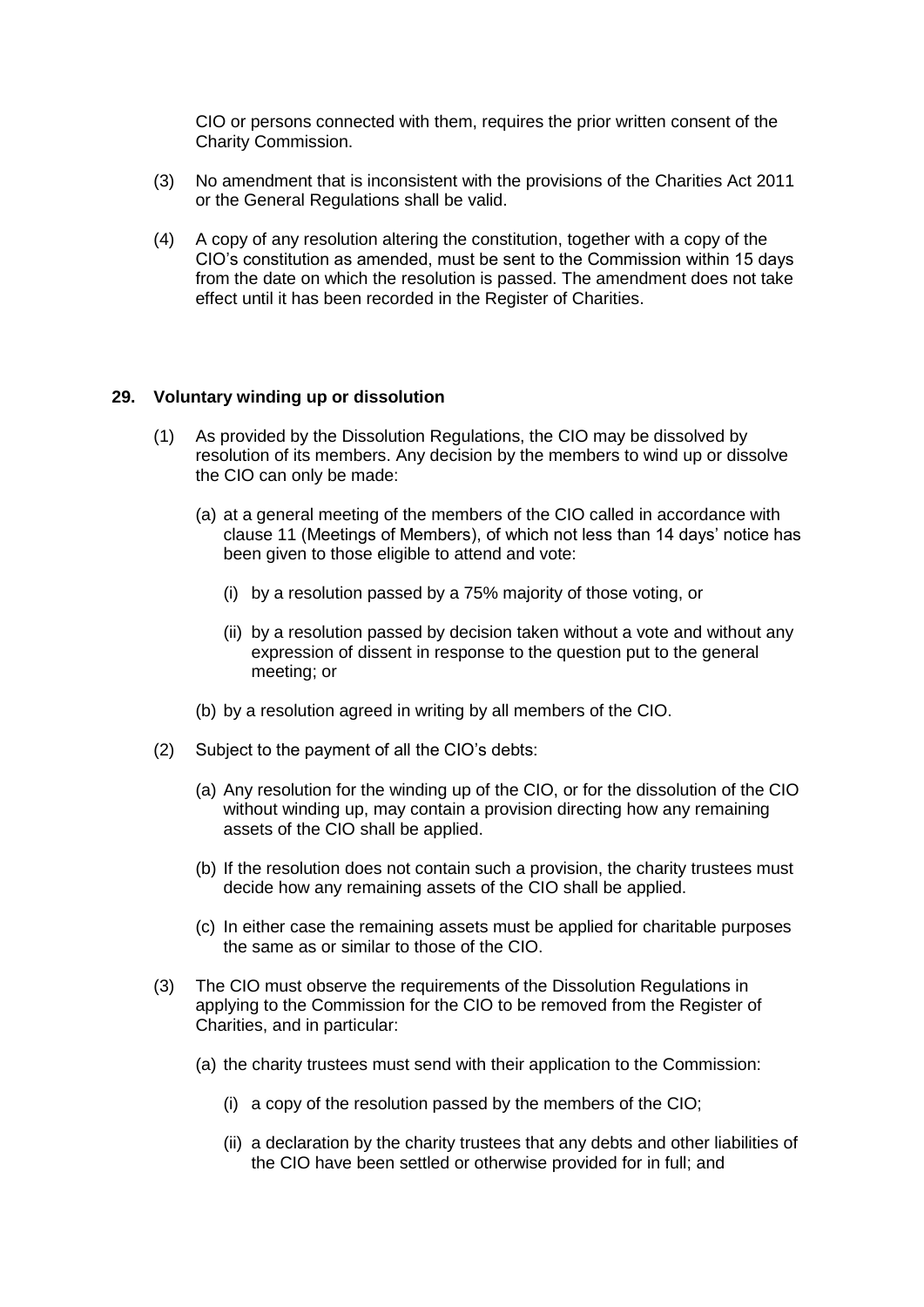CIO or persons connected with them, requires the prior written consent of the Charity Commission.

(3) No amendment that is inconsistent with the provisions of the Charities Act 2011 or the General Regulations shall be valid.

(4) A copy of any resolution altering the constitution, together with a copy of the CIO's constitution as amended, must be sent to the Commission within 15 days from the date on which the resolution is passed. The amendment does not take effect until it has been recorded in the Register of Charities.

## 29. Voluntary winding up or dissolution

(1) As provided by the Dissolution Regulations, the CIO may be dissolved by resolution of its members. Any decision by the members to wind up or dissolve the CIO can only be made:

(a) at a general meeting of the members of the CIO called in accordance with clause 11 (Meetings of Members), of which not less than 14 days' notice has been given to those eligible to attend and vote:

(i) by a resolution passed by a 75% majority of those voting, or

(ii) by a resolution passed by decision taken without a vote and without any expression of dissent in response to the question put to the general meeting; or

(b) by a resolution agreed in writing by all members of the CIO.

(2) Subject to the payment of all the CIO's debts:

(a) Any resolution for the winding up of the CIO, or for the dissolution of the CIO without winding up, may contain a provision directing how any remaining assets of the CIO shall be applied.

(b) If the resolution does not contain such a provision, the charity trustees must decide how any remaining assets of the CIO shall be applied.

(c) In either case the remaining assets must be applied for charitable purposes the same as or similar to those of the CIO.

(3) The CIO must observe the requirements of the Dissolution Regulations in applying to the Commission for the CIO to be removed from the Register of Charities, and in particular:

(a) the charity trustees must send with their application to the Commission:

(i) a copy of the resolution passed by the members of the CIO;

(ii) a declaration by the charity trustees that any debts and other liabilities of the CIO have been settled or otherwise provided for in full; and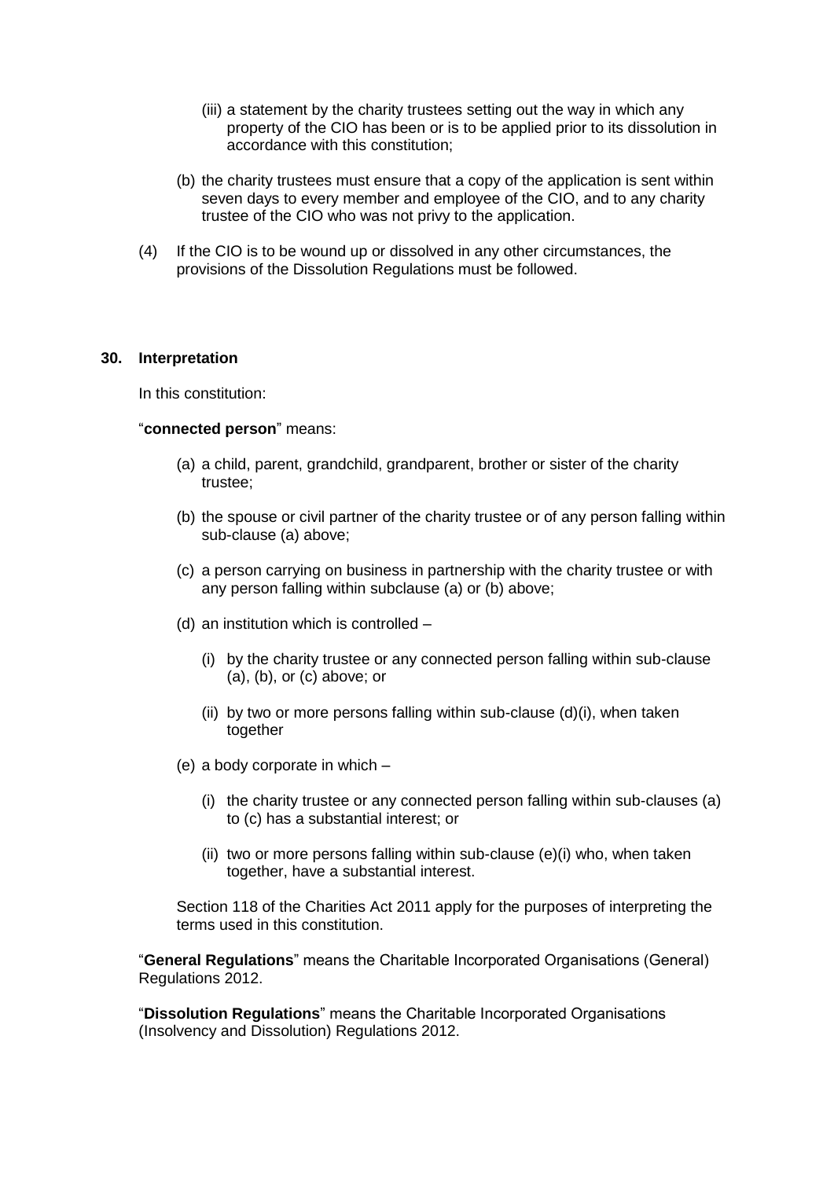(iii) a statement by the charity trustees setting out the way in which any property of the CIO has been or is to be applied prior to its dissolution in accordance with this constitution;

(b) the charity trustees must ensure that a copy of the application is sent within seven days to every member and employee of the CIO, and to any charity trustee of the CIO who was not privy to the application.

(4) If the CIO is to be wound up or dissolved in any other circumstances, the provisions of the Dissolution Regulations must be followed.

## 30. Interpretation

In this constitution:

"**connected person**" means:

(a) a child, parent, grandchild, grandparent, brother or sister of the charity trustee;

(b) the spouse or civil partner of the charity trustee or of any person falling within sub-clause (a) above;

(c) a person carrying on business in partnership with the charity trustee or with any person falling within subclause (a) or (b) above;

(d) an institution which is controlled –

(i) by the charity trustee or any connected person falling within sub-clause (a), (b), or (c) above; or

(ii) by two or more persons falling within sub-clause (d)(i), when taken together

(e) a body corporate in which –

(i) the charity trustee or any connected person falling within sub-clauses (a) to (c) has a substantial interest; or

(ii) two or more persons falling within sub-clause (e)(i) who, when taken together, have a substantial interest.

Section 118 of the Charities Act 2011 apply for the purposes of interpreting the terms used in this constitution.

"**General Regulations**" means the Charitable Incorporated Organisations (General) Regulations 2012.

"**Dissolution Regulations**" means the Charitable Incorporated Organisations (Insolvency and Dissolution) Regulations 2012.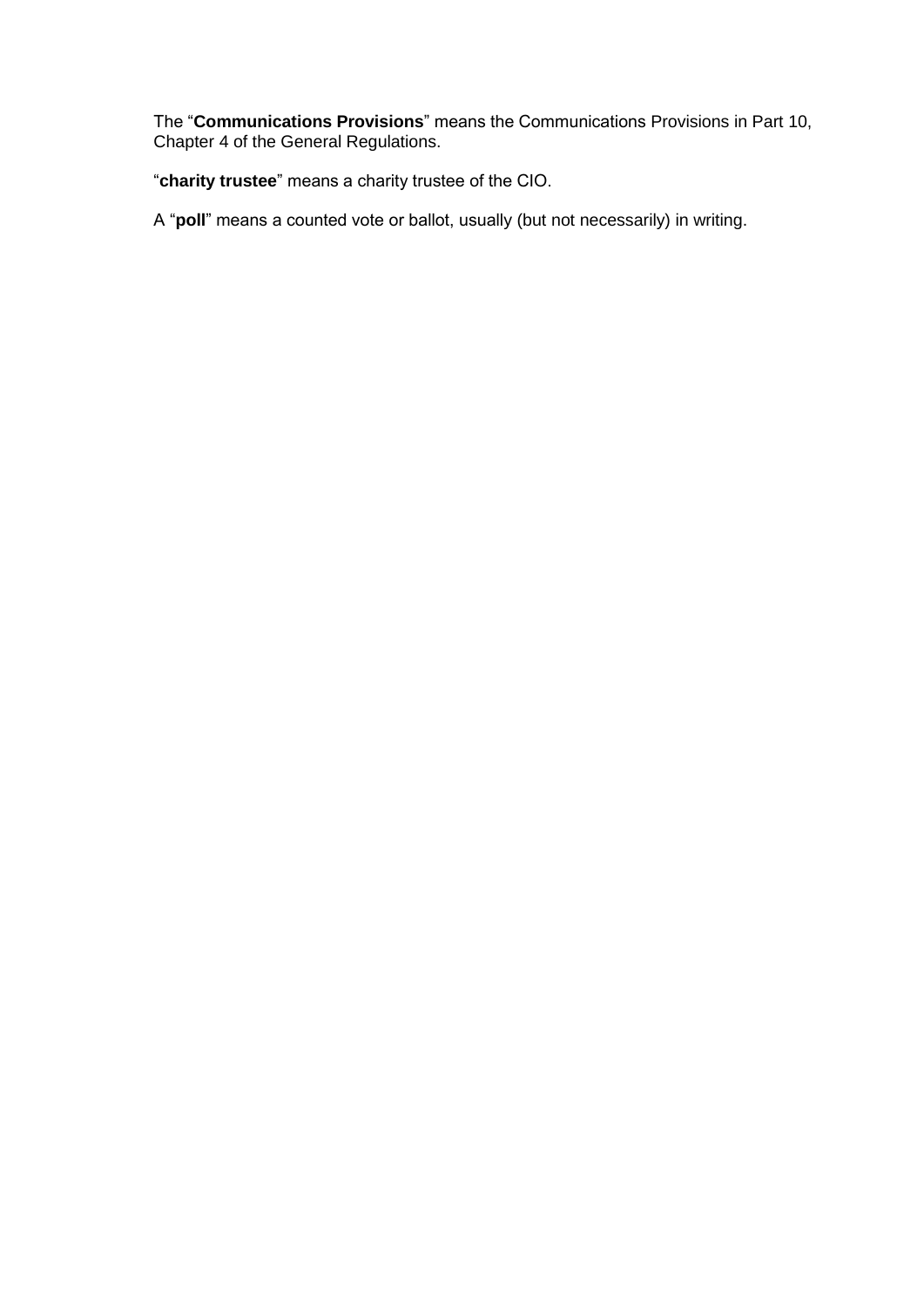The "**Communications Provisions**" means the Communications Provisions in Part 10, Chapter 4 of the General Regulations.

"**charity trustee**" means a charity trustee of the CIO.

A "**poll**" means a counted vote or ballot, usually (but not necessarily) in writing.